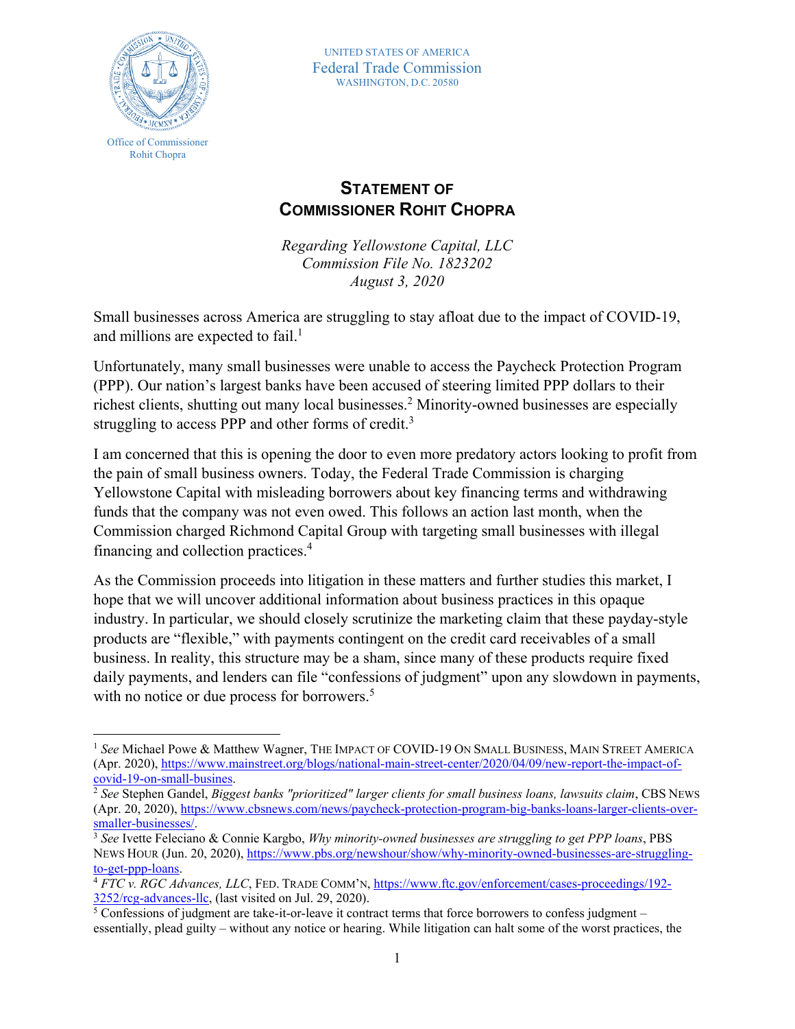UNITED STATES OF AMERICA
Federal Trade Commission
WASHINGTON, D.C. 20580

Office of Commissioner
Rohit Chopra

# STATEMENT OF COMMISSIONER ROHIT CHOPRA

*Regarding Yellowstone Capital, LLC*
*Commission File No. 1823202*
*August 3, 2020*

Small businesses across America are struggling to stay afloat due to the impact of COVID-19, and millions are expected to fail.[1]

Unfortunately, many small businesses were unable to access the Paycheck Protection Program (PPP). Our nation's largest banks have been accused of steering limited PPP dollars to their richest clients, shutting out many local businesses.[2] Minority-owned businesses are especially struggling to access PPP and other forms of credit.[3]

I am concerned that this is opening the door to even more predatory actors looking to profit from the pain of small business owners. Today, the Federal Trade Commission is charging Yellowstone Capital with misleading borrowers about key financing terms and withdrawing funds that the company was not even owed. This follows an action last month, when the Commission charged Richmond Capital Group with targeting small businesses with illegal financing and collection practices.[4]

As the Commission proceeds into litigation in these matters and further studies this market, I hope that we will uncover additional information about business practices in this opaque industry. In particular, we should closely scrutinize the marketing claim that these payday-style products are "flexible," with payments contingent on the credit card receivables of a small business. In reality, this structure may be a sham, since many of these products require fixed daily payments, and lenders can file "confessions of judgment" upon any slowdown in payments, with no notice or due process for borrowers.[5]

---

[1] *See* Michael Powe & Matthew Wagner, THE IMPACT OF COVID-19 ON SMALL BUSINESS, MAIN STREET AMERICA (Apr. 2020), https://www.mainstreet.org/blogs/national-main-street-center/2020/04/09/new-report-the-impact-of-covid-19-on-small-busines.

[2] *See* Stephen Gandel, *Biggest banks "prioritized" larger clients for small business loans, lawsuits claim*, CBS NEWS (Apr. 20, 2020), https://www.cbsnews.com/news/paycheck-protection-program-big-banks-loans-larger-clients-over-smaller-businesses/.

[3] *See* Ivette Feleciano & Connie Kargbo, *Why minority-owned businesses are struggling to get PPP loans*, PBS NEWS HOUR (Jun. 20, 2020), https://www.pbs.org/newshour/show/why-minority-owned-businesses-are-struggling-to-get-ppp-loans.

[4] *FTC v. RGC Advances, LLC*, FED. TRADE COMM'N, https://www.ftc.gov/enforcement/cases-proceedings/192-3252/rcg-advances-llc, (last visited on Jul. 29, 2020).

[5] Confessions of judgment are take-it-or-leave it contract terms that force borrowers to confess judgment – essentially, plead guilty – without any notice or hearing. While litigation can halt some of the worst practices, the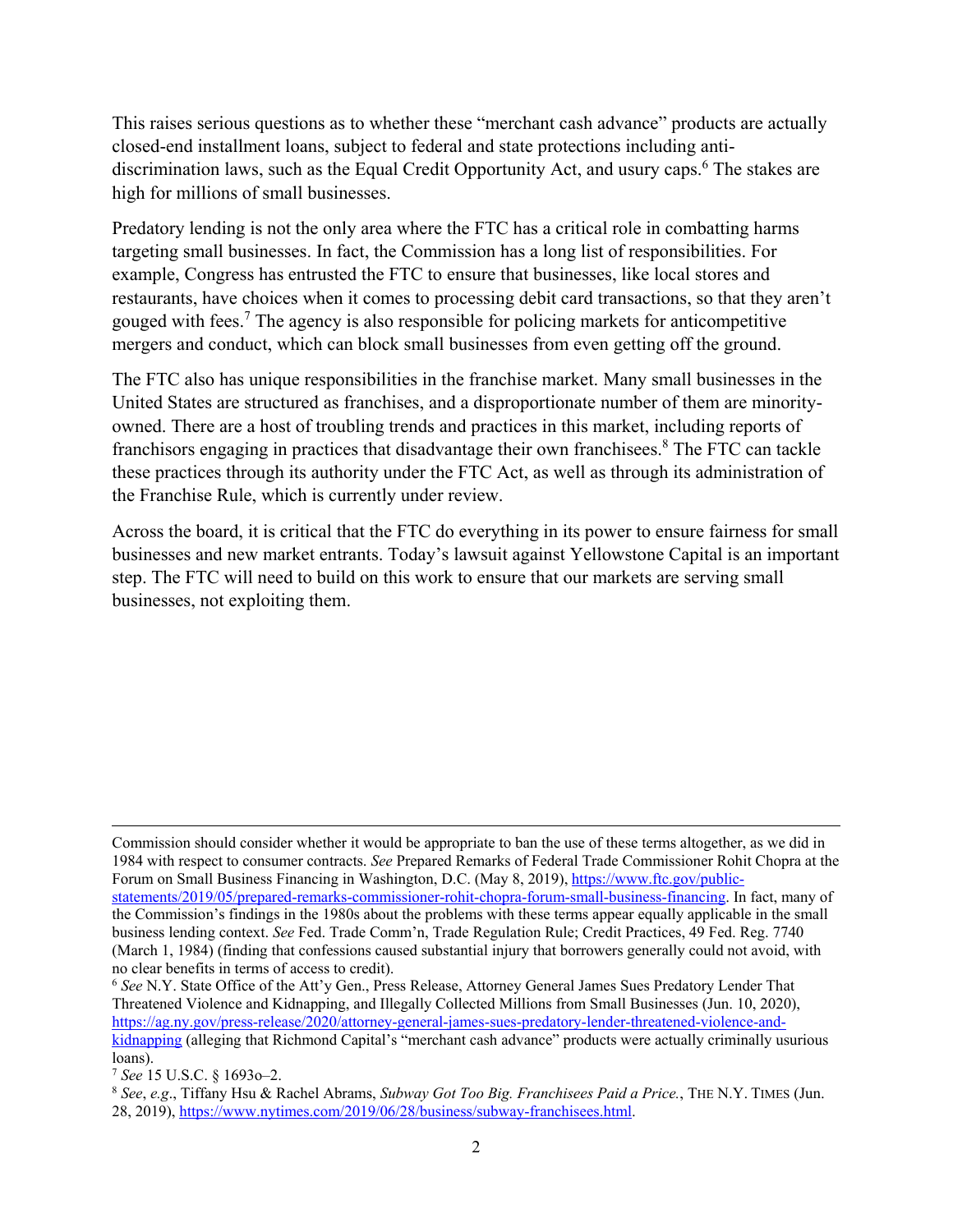This raises serious questions as to whether these "merchant cash advance" products are actually closed-end installment loans, subject to federal and state protections including anti-discrimination laws, such as the Equal Credit Opportunity Act, and usury caps.[6] The stakes are high for millions of small businesses.

Predatory lending is not the only area where the FTC has a critical role in combatting harms targeting small businesses. In fact, the Commission has a long list of responsibilities. For example, Congress has entrusted the FTC to ensure that businesses, like local stores and restaurants, have choices when it comes to processing debit card transactions, so that they aren't gouged with fees.[7] The agency is also responsible for policing markets for anticompetitive mergers and conduct, which can block small businesses from even getting off the ground.

The FTC also has unique responsibilities in the franchise market. Many small businesses in the United States are structured as franchises, and a disproportionate number of them are minority-owned. There are a host of troubling trends and practices in this market, including reports of franchisors engaging in practices that disadvantage their own franchisees.[8] The FTC can tackle these practices through its authority under the FTC Act, as well as through its administration of the Franchise Rule, which is currently under review.

Across the board, it is critical that the FTC do everything in its power to ensure fairness for small businesses and new market entrants. Today's lawsuit against Yellowstone Capital is an important step. The FTC will need to build on this work to ensure that our markets are serving small businesses, not exploiting them.

---

Commission should consider whether it would be appropriate to ban the use of these terms altogether, as we did in 1984 with respect to consumer contracts. *See* Prepared Remarks of Federal Trade Commissioner Rohit Chopra at the Forum on Small Business Financing in Washington, D.C. (May 8, 2019), https://www.ftc.gov/public-statements/2019/05/prepared-remarks-commissioner-rohit-chopra-forum-small-business-financing. In fact, many of the Commission's findings in the 1980s about the problems with these terms appear equally applicable in the small business lending context. *See* Fed. Trade Comm'n, Trade Regulation Rule; Credit Practices, 49 Fed. Reg. 7740 (March 1, 1984) (finding that confessions caused substantial injury that borrowers generally could not avoid, with no clear benefits in terms of access to credit).

[6] *See* N.Y. State Office of the Att'y Gen., Press Release, Attorney General James Sues Predatory Lender That Threatened Violence and Kidnapping, and Illegally Collected Millions from Small Businesses (Jun. 10, 2020), https://ag.ny.gov/press-release/2020/attorney-general-james-sues-predatory-lender-threatened-violence-and-kidnapping (alleging that Richmond Capital's "merchant cash advance" products were actually criminally usurious loans).

[7] *See* 15 U.S.C. § 1693o–2.

[8] *See*, *e.g*., Tiffany Hsu & Rachel Abrams, *Subway Got Too Big. Franchisees Paid a Price.*, THE N.Y. TIMES (Jun. 28, 2019), https://www.nytimes.com/2019/06/28/business/subway-franchisees.html.